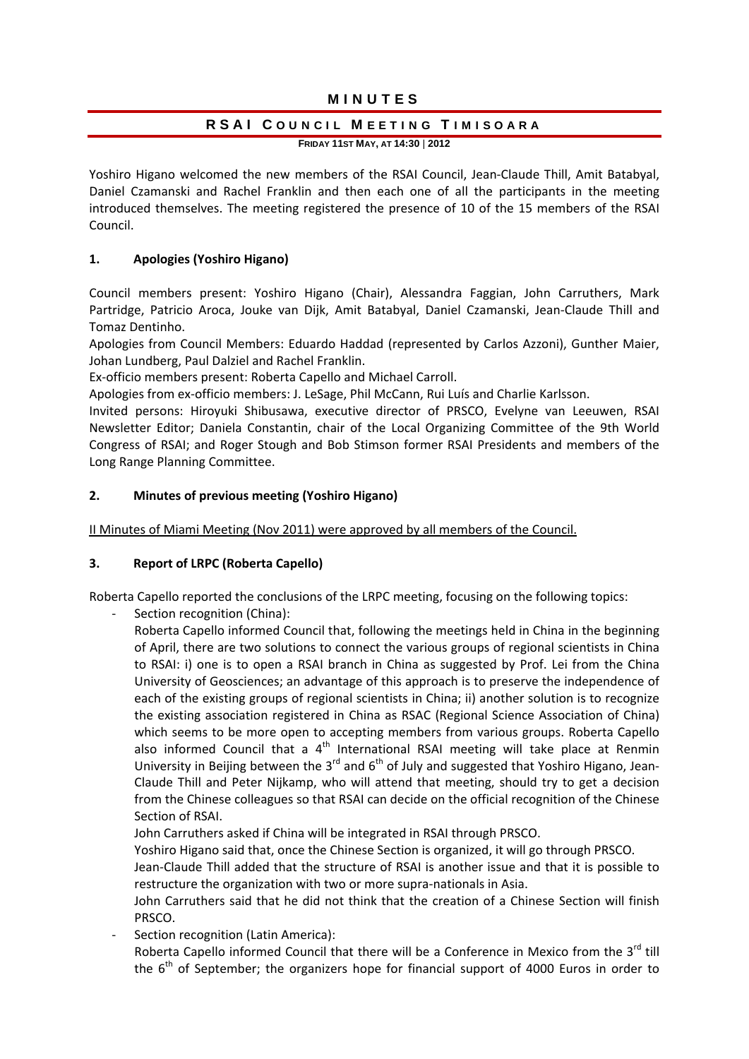# MINUTES

## RSAI COUNCIL MEETING TIMISOARA

**FRIDAY 11ST MAY, AT 14:30 | 2012**

Yoshiro Higano welcomed the new members of the RSAI Council, Jean-Claude Thill, Amit Batabyal, Daniel Czamanski and Rachel Franklin and then each one of all the participants in the meeting introduced themselves. The meeting registered the presence of 10 of the 15 members of the RSAI Council.

### 1. Apologies (Yoshiro Higano)

Council members present: Yoshiro Higano (Chair), Alessandra Faggian, John Carruthers, Mark Partridge, Patricio Aroca, Jouke van Dijk, Amit Batabyal, Daniel Czamanski, Jean-Claude Thill and Tomaz Dentinho.

Apologies from Council Members: Eduardo Haddad (represented by Carlos Azzoni), Gunther Maier, Johan Lundberg, Paul Dalziel and Rachel Franklin.

Ex-officio members present: Roberta Capello and Michael Carroll.

Apologies from ex-officio members: J. LeSage, Phil McCann, Rui Luís and Charlie Karlsson.

Invited persons: Hiroyuki Shibusawa, executive director of PRSCO, Evelyne van Leeuwen, RSAI Newsletter Editor; Daniela Constantin, chair of the Local Organizing Committee of the 9th World Congress of RSAI; and Roger Stough and Bob Stimson former RSAI Presidents and members of the Long Range Planning Committee.

### 2. Minutes of previous meeting (Yoshiro Higano)

II Minutes of Miami Meeting (Nov 2011) were approved by all members of the Council.

### 3. Report of LRPC (Roberta Capello)

Roberta Capello reported the conclusions of the LRPC meeting, focusing on the following topics:

- Section recognition (China):

  Roberta Capello informed Council that, following the meetings held in China in the beginning of April, there are two solutions to connect the various groups of regional scientists in China to RSAI: i) one is to open a RSAI branch in China as suggested by Prof. Lei from the China University of Geosciences; an advantage of this approach is to preserve the independence of each of the existing groups of regional scientists in China; ii) another solution is to recognize the existing association registered in China as RSAC (Regional Science Association of China) which seems to be more open to accepting members from various groups. Roberta Capello also informed Council that a 4th International RSAI meeting will take place at Renmin University in Beijing between the 3rd and 6th of July and suggested that Yoshiro Higano, Jean-Claude Thill and Peter Nijkamp, who will attend that meeting, should try to get a decision from the Chinese colleagues so that RSAI can decide on the official recognition of the Chinese Section of RSAI.

  John Carruthers asked if China will be integrated in RSAI through PRSCO.

  Yoshiro Higano said that, once the Chinese Section is organized, it will go through PRSCO.

  Jean-Claude Thill added that the structure of RSAI is another issue and that it is possible to restructure the organization with two or more supra-nationals in Asia.

  John Carruthers said that he did not think that the creation of a Chinese Section will finish PRSCO.

- Section recognition (Latin America):

  Roberta Capello informed Council that there will be a Conference in Mexico from the 3rd till the 6th of September; the organizers hope for financial support of 4000 Euros in order to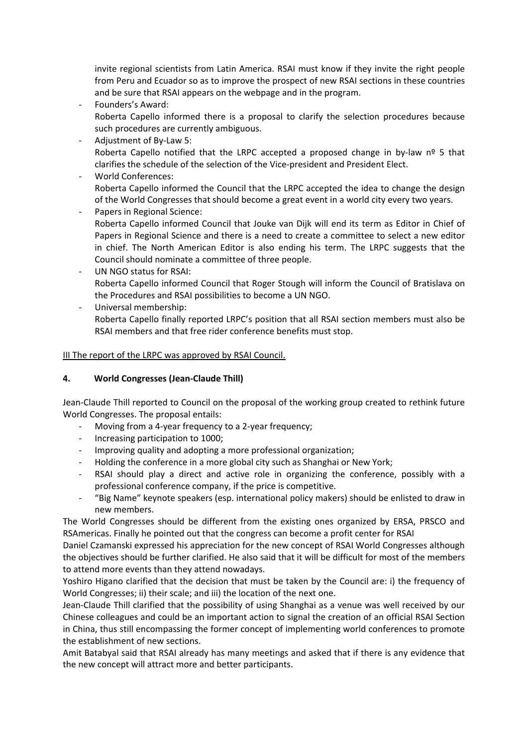invite regional scientists from Latin America. RSAI must know if they invite the right people from Peru and Ecuador so as to improve the prospect of new RSAI sections in these countries and be sure that RSAI appears on the webpage and in the program.

- Founders's Award:
  Roberta Capello informed there is a proposal to clarify the selection procedures because such procedures are currently ambiguous.
- Adjustment of By-Law 5:
  Roberta Capello notified that the LRPC accepted a proposed change in by-law nº 5 that clarifies the schedule of the selection of the Vice-president and President Elect.
- World Conferences:
  Roberta Capello informed the Council that the LRPC accepted the idea to change the design of the World Congresses that should become a great event in a world city every two years.
- Papers in Regional Science:
  Roberta Capello informed Council that Jouke van Dijk will end its term as Editor in Chief of Papers in Regional Science and there is a need to create a committee to select a new editor in chief. The North American Editor is also ending his term. The LRPC suggests that the Council should nominate a committee of three people.
- UN NGO status for RSAI:
  Roberta Capello informed Council that Roger Stough will inform the Council of Bratislava on the Procedures and RSAI possibilities to become a UN NGO.
- Universal membership:
  Roberta Capello finally reported LRPC's position that all RSAI section members must also be RSAI members and that free rider conference benefits must stop.

<u>III The report of the LRPC was approved by RSAI Council.</u>

## 4. World Congresses (Jean-Claude Thill)

Jean-Claude Thill reported to Council on the proposal of the working group created to rethink future World Congresses. The proposal entails:

- Moving from a 4-year frequency to a 2-year frequency;
- Increasing participation to 1000;
- Improving quality and adopting a more professional organization;
- Holding the conference in a more global city such as Shanghai or New York;
- RSAI should play a direct and active role in organizing the conference, possibly with a professional conference company, if the price is competitive.
- "Big Name" keynote speakers (esp. international policy makers) should be enlisted to draw in new members.

The World Congresses should be different from the existing ones organized by ERSA, PRSCO and RSAmericas. Finally he pointed out that the congress can become a profit center for RSAI

Daniel Czamanski expressed his appreciation for the new concept of RSAI World Congresses although the objectives should be further clarified. He also said that it will be difficult for most of the members to attend more events than they attend nowadays.

Yoshiro Higano clarified that the decision that must be taken by the Council are: i) the frequency of World Congresses; ii) their scale; and iii) the location of the next one.

Jean-Claude Thill clarified that the possibility of using Shanghai as a venue was well received by our Chinese colleagues and could be an important action to signal the creation of an official RSAI Section in China, thus still encompassing the former concept of implementing world conferences to promote the establishment of new sections.

Amit Batabyal said that RSAI already has many meetings and asked that if there is any evidence that the new concept will attract more and better participants.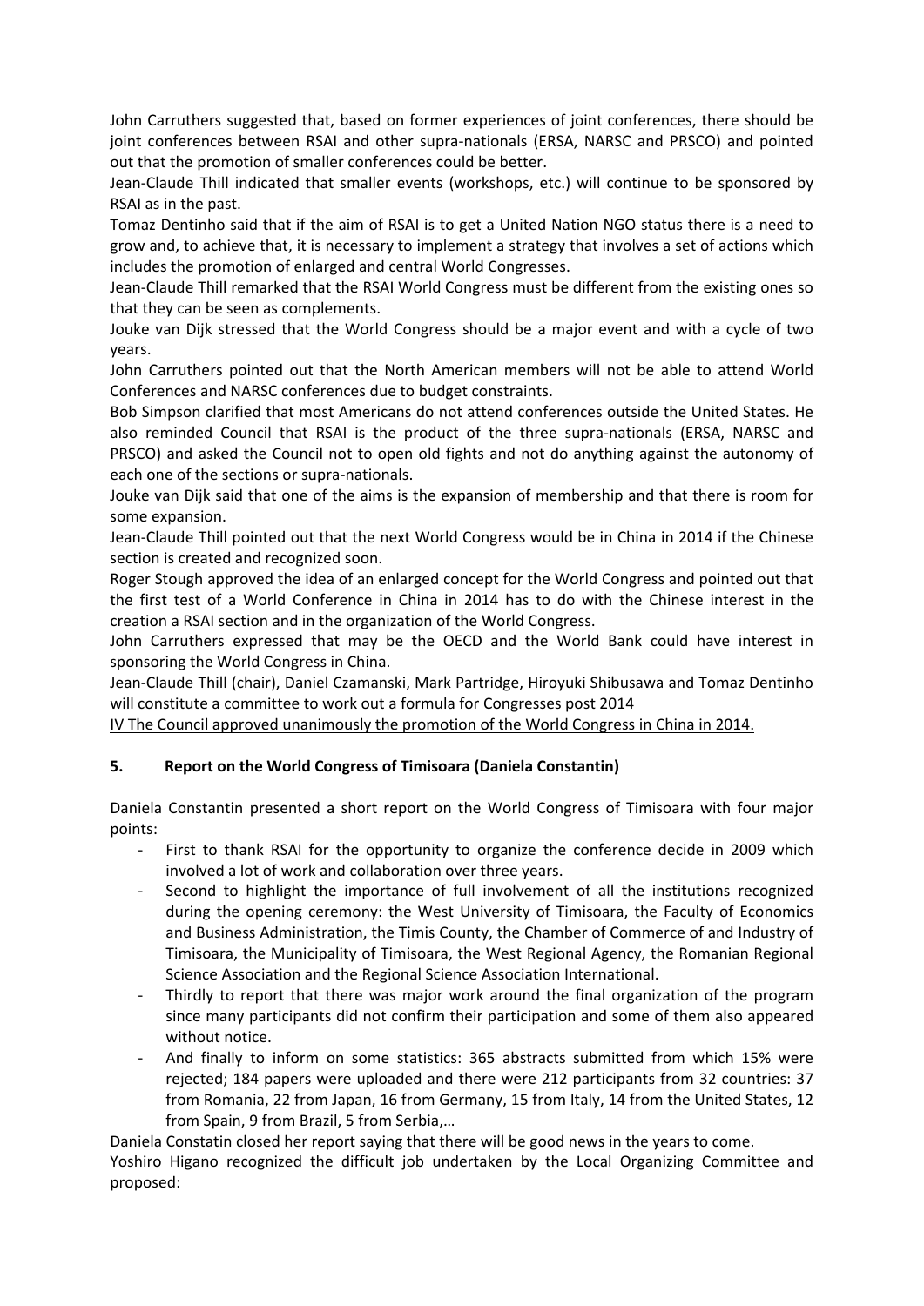John Carruthers suggested that, based on former experiences of joint conferences, there should be joint conferences between RSAI and other supra-nationals (ERSA, NARSC and PRSCO) and pointed out that the promotion of smaller conferences could be better.

Jean-Claude Thill indicated that smaller events (workshops, etc.) will continue to be sponsored by RSAI as in the past.

Tomaz Dentinho said that if the aim of RSAI is to get a United Nation NGO status there is a need to grow and, to achieve that, it is necessary to implement a strategy that involves a set of actions which includes the promotion of enlarged and central World Congresses.

Jean-Claude Thill remarked that the RSAI World Congress must be different from the existing ones so that they can be seen as complements.

Jouke van Dijk stressed that the World Congress should be a major event and with a cycle of two years.

John Carruthers pointed out that the North American members will not be able to attend World Conferences and NARSC conferences due to budget constraints.

Bob Simpson clarified that most Americans do not attend conferences outside the United States. He also reminded Council that RSAI is the product of the three supra-nationals (ERSA, NARSC and PRSCO) and asked the Council not to open old fights and not do anything against the autonomy of each one of the sections or supra-nationals.

Jouke van Dijk said that one of the aims is the expansion of membership and that there is room for some expansion.

Jean-Claude Thill pointed out that the next World Congress would be in China in 2014 if the Chinese section is created and recognized soon.

Roger Stough approved the idea of an enlarged concept for the World Congress and pointed out that the first test of a World Conference in China in 2014 has to do with the Chinese interest in the creation a RSAI section and in the organization of the World Congress.

John Carruthers expressed that may be the OECD and the World Bank could have interest in sponsoring the World Congress in China.

Jean-Claude Thill (chair), Daniel Czamanski, Mark Partridge, Hiroyuki Shibusawa and Tomaz Dentinho will constitute a committee to work out a formula for Congresses post 2014

<u>IV The Council approved unanimously the promotion of the World Congress in China in 2014.</u>

## 5. Report on the World Congress of Timisoara (Daniela Constantin)

Daniela Constantin presented a short report on the World Congress of Timisoara with four major points:

- First to thank RSAI for the opportunity to organize the conference decide in 2009 which involved a lot of work and collaboration over three years.
- Second to highlight the importance of full involvement of all the institutions recognized during the opening ceremony: the West University of Timisoara, the Faculty of Economics and Business Administration, the Timis County, the Chamber of Commerce of and Industry of Timisoara, the Municipality of Timisoara, the West Regional Agency, the Romanian Regional Science Association and the Regional Science Association International.
- Thirdly to report that there was major work around the final organization of the program since many participants did not confirm their participation and some of them also appeared without notice.
- And finally to inform on some statistics: 365 abstracts submitted from which 15% were rejected; 184 papers were uploaded and there were 212 participants from 32 countries: 37 from Romania, 22 from Japan, 16 from Germany, 15 from Italy, 14 from the United States, 12 from Spain, 9 from Brazil, 5 from Serbia,…

Daniela Constatin closed her report saying that there will be good news in the years to come.

Yoshiro Higano recognized the difficult job undertaken by the Local Organizing Committee and proposed: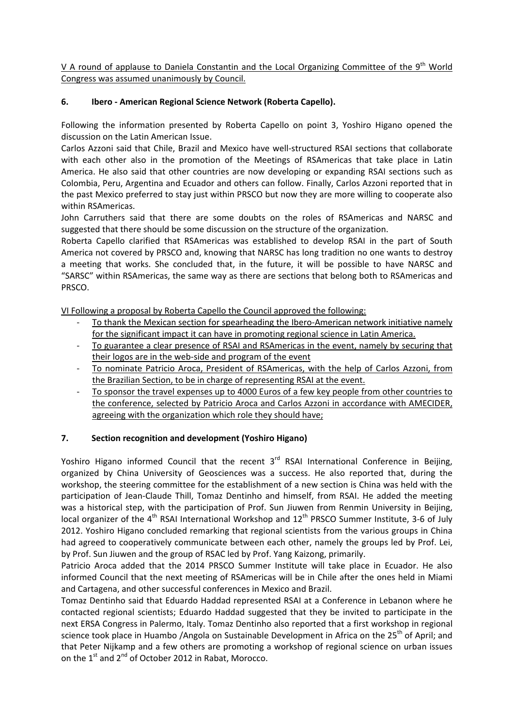V A round of applause to Daniela Constantin and the Local Organizing Committee of the 9th World Congress was assumed unanimously by Council.

## 6. Ibero - American Regional Science Network (Roberta Capello).

Following the information presented by Roberta Capello on point 3, Yoshiro Higano opened the discussion on the Latin American Issue.

Carlos Azzoni said that Chile, Brazil and Mexico have well-structured RSAI sections that collaborate with each other also in the promotion of the Meetings of RSAmericas that take place in Latin America. He also said that other countries are now developing or expanding RSAI sections such as Colombia, Peru, Argentina and Ecuador and others can follow. Finally, Carlos Azzoni reported that in the past Mexico preferred to stay just within PRSCO but now they are more willing to cooperate also within RSAmericas.

John Carruthers said that there are some doubts on the roles of RSAmericas and NARSC and suggested that there should be some discussion on the structure of the organization.

Roberta Capello clarified that RSAmericas was established to develop RSAI in the part of South America not covered by PRSCO and, knowing that NARSC has long tradition no one wants to destroy a meeting that works. She concluded that, in the future, it will be possible to have NARSC and "SARSC" within RSAmericas, the same way as there are sections that belong both to RSAmericas and PRSCO.

VI Following a proposal by Roberta Capello the Council approved the following:

- To thank the Mexican section for spearheading the Ibero-American network initiative namely for the significant impact it can have in promoting regional science in Latin America.
- To guarantee a clear presence of RSAI and RSAmericas in the event, namely by securing that their logos are in the web-side and program of the event
- To nominate Patricio Aroca, President of RSAmericas, with the help of Carlos Azzoni, from the Brazilian Section, to be in charge of representing RSAI at the event.
- To sponsor the travel expenses up to 4000 Euros of a few key people from other countries to the conference, selected by Patricio Aroca and Carlos Azzoni in accordance with AMECIDER, agreeing with the organization which role they should have;

## 7. Section recognition and development (Yoshiro Higano)

Yoshiro Higano informed Council that the recent 3rd RSAI International Conference in Beijing, organized by China University of Geosciences was a success. He also reported that, during the workshop, the steering committee for the establishment of a new section is China was held with the participation of Jean-Claude Thill, Tomaz Dentinho and himself, from RSAI. He added the meeting was a historical step, with the participation of Prof. Sun Jiuwen from Renmin University in Beijing, local organizer of the 4th RSAI International Workshop and 12th PRSCO Summer Institute, 3-6 of July 2012. Yoshiro Higano concluded remarking that regional scientists from the various groups in China had agreed to cooperatively communicate between each other, namely the groups led by Prof. Lei, by Prof. Sun Jiuwen and the group of RSAC led by Prof. Yang Kaizong, primarily.

Patricio Aroca added that the 2014 PRSCO Summer Institute will take place in Ecuador. He also informed Council that the next meeting of RSAmericas will be in Chile after the ones held in Miami and Cartagena, and other successful conferences in Mexico and Brazil.

Tomaz Dentinho said that Eduardo Haddad represented RSAI at a Conference in Lebanon where he contacted regional scientists; Eduardo Haddad suggested that they be invited to participate in the next ERSA Congress in Palermo, Italy. Tomaz Dentinho also reported that a first workshop in regional science took place in Huambo /Angola on Sustainable Development in Africa on the 25th of April; and that Peter Nijkamp and a few others are promoting a workshop of regional science on urban issues on the 1st and 2nd of October 2012 in Rabat, Morocco.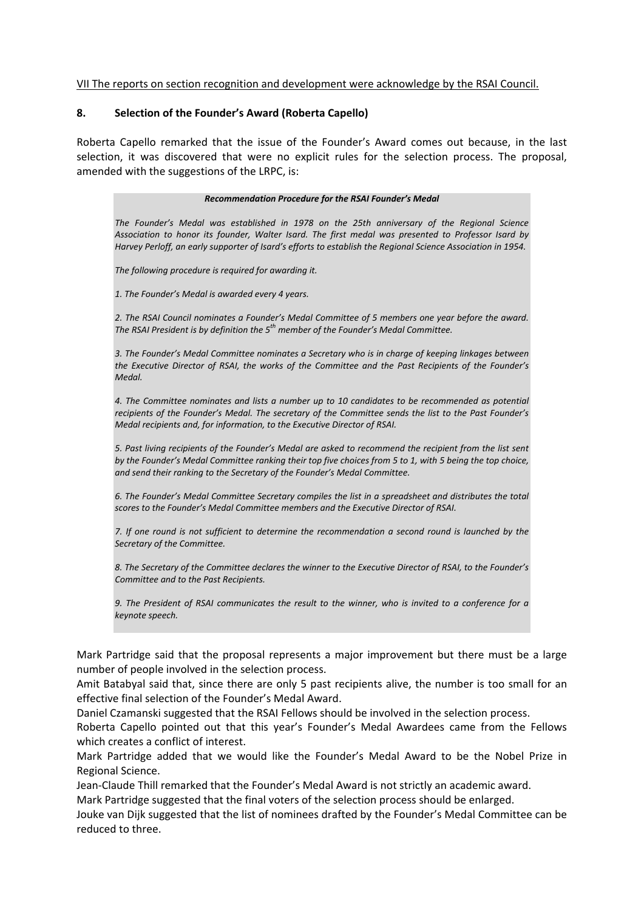VII The reports on section recognition and development were acknowledge by the RSAI Council.

## 8. Selection of the Founder's Award (Roberta Capello)

Roberta Capello remarked that the issue of the Founder's Award comes out because, in the last selection, it was discovered that were no explicit rules for the selection process. The proposal, amended with the suggestions of the LRPC, is:

> ***Recommendation Procedure for the RSAI Founder's Medal***
>
> *The Founder's Medal was established in 1978 on the 25th anniversary of the Regional Science Association to honor its founder, Walter Isard. The first medal was presented to Professor Isard by Harvey Perloff, an early supporter of Isard's efforts to establish the Regional Science Association in 1954.*
>
> *The following procedure is required for awarding it.*
>
> *1. The Founder's Medal is awarded every 4 years.*
>
> *2. The RSAI Council nominates a Founder's Medal Committee of 5 members one year before the award. The RSAI President is by definition the 5th member of the Founder's Medal Committee.*
>
> *3. The Founder's Medal Committee nominates a Secretary who is in charge of keeping linkages between the Executive Director of RSAI, the works of the Committee and the Past Recipients of the Founder's Medal.*
>
> *4. The Committee nominates and lists a number up to 10 candidates to be recommended as potential recipients of the Founder's Medal. The secretary of the Committee sends the list to the Past Founder's Medal recipients and, for information, to the Executive Director of RSAI.*
>
> *5. Past living recipients of the Founder's Medal are asked to recommend the recipient from the list sent by the Founder's Medal Committee ranking their top five choices from 5 to 1, with 5 being the top choice, and send their ranking to the Secretary of the Founder's Medal Committee.*
>
> *6. The Founder's Medal Committee Secretary compiles the list in a spreadsheet and distributes the total scores to the Founder's Medal Committee members and the Executive Director of RSAI.*
>
> *7. If one round is not sufficient to determine the recommendation a second round is launched by the Secretary of the Committee.*
>
> *8. The Secretary of the Committee declares the winner to the Executive Director of RSAI, to the Founder's Committee and to the Past Recipients.*
>
> *9. The President of RSAI communicates the result to the winner, who is invited to a conference for a keynote speech.*

Mark Partridge said that the proposal represents a major improvement but there must be a large number of people involved in the selection process.

Amit Batabyal said that, since there are only 5 past recipients alive, the number is too small for an effective final selection of the Founder's Medal Award.

Daniel Czamanski suggested that the RSAI Fellows should be involved in the selection process.

Roberta Capello pointed out that this year's Founder's Medal Awardees came from the Fellows which creates a conflict of interest.

Mark Partridge added that we would like the Founder's Medal Award to be the Nobel Prize in Regional Science.

Jean-Claude Thill remarked that the Founder's Medal Award is not strictly an academic award.

Mark Partridge suggested that the final voters of the selection process should be enlarged.

Jouke van Dijk suggested that the list of nominees drafted by the Founder's Medal Committee can be reduced to three.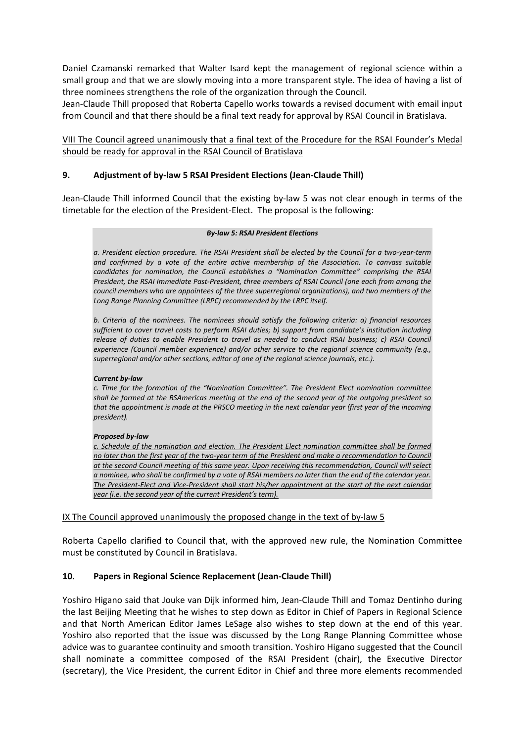Daniel Czamanski remarked that Walter Isard kept the management of regional science within a small group and that we are slowly moving into a more transparent style. The idea of having a list of three nominees strengthens the role of the organization through the Council.

Jean-Claude Thill proposed that Roberta Capello works towards a revised document with email input from Council and that there should be a final text ready for approval by RSAI Council in Bratislava.

<u>VIII The Council agreed unanimously that a final text of the Procedure for the RSAI Founder's Medal should be ready for approval in the RSAI Council of Bratislava</u>

## 9. Adjustment of by-law 5 RSAI President Elections (Jean-Claude Thill)

Jean-Claude Thill informed Council that the existing by-law 5 was not clear enough in terms of the timetable for the election of the President-Elect. The proposal is the following:

> ***By-law 5: RSAI President Elections***
>
> *a. President election procedure. The RSAI President shall be elected by the Council for a two-year-term and confirmed by a vote of the entire active membership of the Association. To canvass suitable candidates for nomination, the Council establishes a "Nomination Committee" comprising the RSAI President, the RSAI Immediate Past-President, three members of RSAI Council (one each from among the council members who are appointees of the three superregional organizations), and two members of the Long Range Planning Committee (LRPC) recommended by the LRPC itself.*
>
> *b. Criteria of the nominees. The nominees should satisfy the following criteria: a) financial resources sufficient to cover travel costs to perform RSAI duties; b) support from candidate's institution including release of duties to enable President to travel as needed to conduct RSAI business; c) RSAI Council experience (Council member experience) and/or other service to the regional science community (e.g., superregional and/or other sections, editor of one of the regional science journals, etc.).*
>
> ***Current by-law***
>
> *c. Time for the formation of the "Nomination Committee". The President Elect nomination committee shall be formed at the RSAmericas meeting at the end of the second year of the outgoing president so that the appointment is made at the PRSCO meeting in the next calendar year (first year of the incoming president).*
>
> ***<u>Proposed by-law</u>***
>
> *<u>c. Schedule of the nomination and election. The President Elect nomination committee shall be formed no later than the first year of the two-year term of the President and make a recommendation to Council at the second Council meeting of this same year. Upon receiving this recommendation, Council will select a nominee, who shall be confirmed by a vote of RSAI members no later than the end of the calendar year. The President-Elect and Vice-President shall start his/her appointment at the start of the next calendar year (i.e. the second year of the current President's term).</u>*

<u>IX The Council approved unanimously the proposed change in the text of by-law 5</u>

Roberta Capello clarified to Council that, with the approved new rule, the Nomination Committee must be constituted by Council in Bratislava.

## 10. Papers in Regional Science Replacement (Jean-Claude Thill)

Yoshiro Higano said that Jouke van Dijk informed him, Jean-Claude Thill and Tomaz Dentinho during the last Beijing Meeting that he wishes to step down as Editor in Chief of Papers in Regional Science and that North American Editor James LeSage also wishes to step down at the end of this year. Yoshiro also reported that the issue was discussed by the Long Range Planning Committee whose advice was to guarantee continuity and smooth transition. Yoshiro Higano suggested that the Council shall nominate a committee composed of the RSAI President (chair), the Executive Director (secretary), the Vice President, the current Editor in Chief and three more elements recommended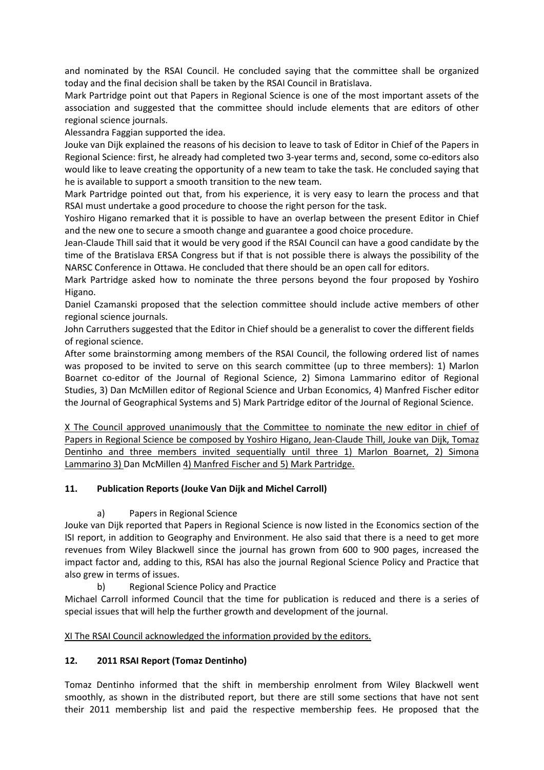and nominated by the RSAI Council. He concluded saying that the committee shall be organized today and the final decision shall be taken by the RSAI Council in Bratislava.

Mark Partridge point out that Papers in Regional Science is one of the most important assets of the association and suggested that the committee should include elements that are editors of other regional science journals.

Alessandra Faggian supported the idea.

Jouke van Dijk explained the reasons of his decision to leave to task of Editor in Chief of the Papers in Regional Science: first, he already had completed two 3-year terms and, second, some co-editors also would like to leave creating the opportunity of a new team to take the task. He concluded saying that he is available to support a smooth transition to the new team.

Mark Partridge pointed out that, from his experience, it is very easy to learn the process and that RSAI must undertake a good procedure to choose the right person for the task.

Yoshiro Higano remarked that it is possible to have an overlap between the present Editor in Chief and the new one to secure a smooth change and guarantee a good choice procedure.

Jean-Claude Thill said that it would be very good if the RSAI Council can have a good candidate by the time of the Bratislava ERSA Congress but if that is not possible there is always the possibility of the NARSC Conference in Ottawa. He concluded that there should be an open call for editors.

Mark Partridge asked how to nominate the three persons beyond the four proposed by Yoshiro Higano.

Daniel Czamanski proposed that the selection committee should include active members of other regional science journals.

John Carruthers suggested that the Editor in Chief should be a generalist to cover the different fields of regional science.

After some brainstorming among members of the RSAI Council, the following ordered list of names was proposed to be invited to serve on this search committee (up to three members): 1) Marlon Boarnet co-editor of the Journal of Regional Science, 2) Simona Lammarino editor of Regional Studies, 3) Dan McMillen editor of Regional Science and Urban Economics, 4) Manfred Fischer editor the Journal of Geographical Systems and 5) Mark Partridge editor of the Journal of Regional Science.

X The Council approved unanimously that the Committee to nominate the new editor in chief of Papers in Regional Science be composed by Yoshiro Higano, Jean-Claude Thill, Jouke van Dijk, Tomaz Dentinho and three members invited sequentially until three 1) Marlon Boarnet, 2) Simona Lammarino 3) Dan McMillen 4) Manfred Fischer and 5) Mark Partridge.

## 11. Publication Reports (Jouke Van Dijk and Michel Carroll)

a) Papers in Regional Science

Jouke van Dijk reported that Papers in Regional Science is now listed in the Economics section of the ISI report, in addition to Geography and Environment. He also said that there is a need to get more revenues from Wiley Blackwell since the journal has grown from 600 to 900 pages, increased the impact factor and, adding to this, RSAI has also the journal Regional Science Policy and Practice that also grew in terms of issues.

b) Regional Science Policy and Practice

Michael Carroll informed Council that the time for publication is reduced and there is a series of special issues that will help the further growth and development of the journal.

XI The RSAI Council acknowledged the information provided by the editors.

## 12. 2011 RSAI Report (Tomaz Dentinho)

Tomaz Dentinho informed that the shift in membership enrolment from Wiley Blackwell went smoothly, as shown in the distributed report, but there are still some sections that have not sent their 2011 membership list and paid the respective membership fees. He proposed that the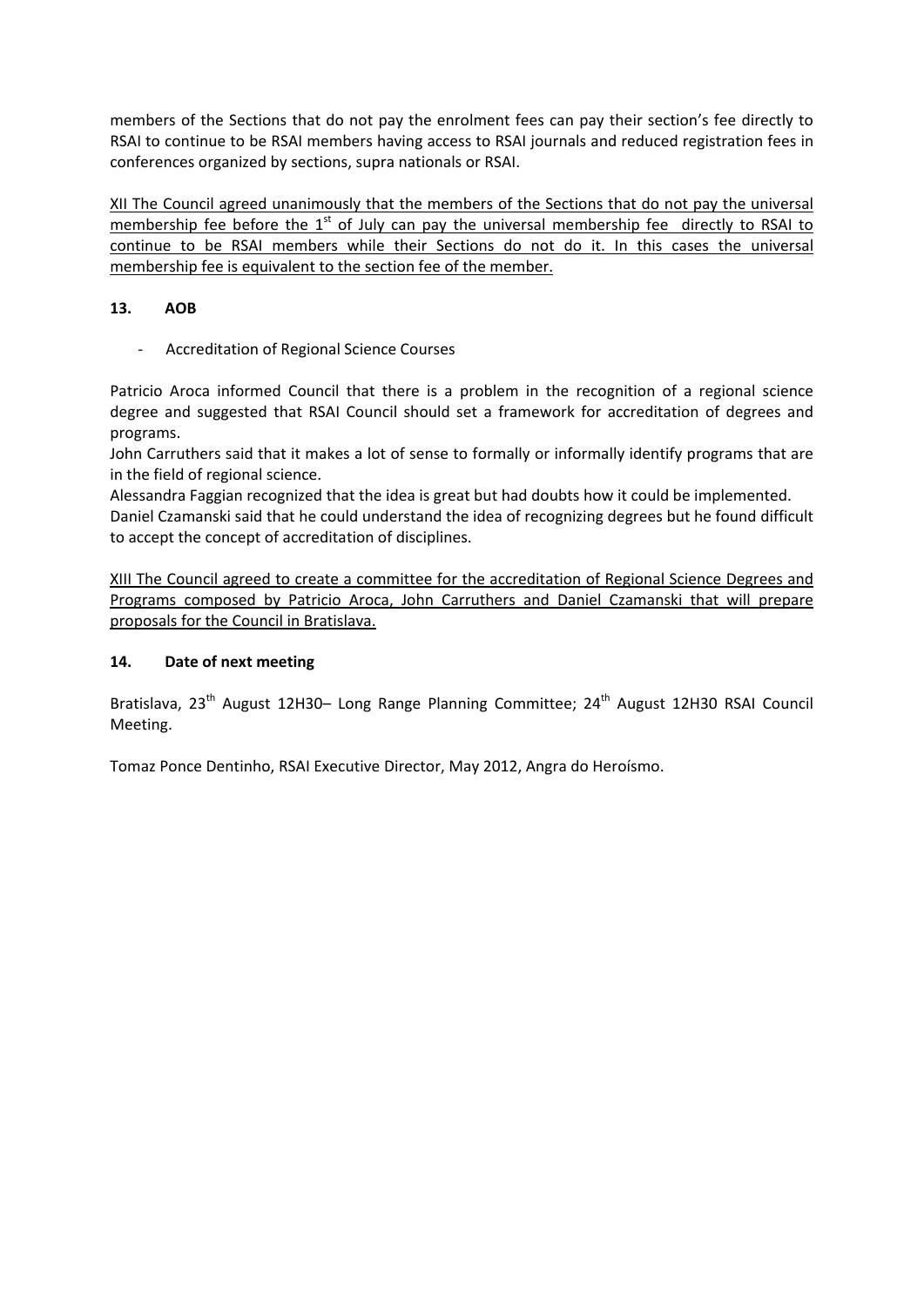members of the Sections that do not pay the enrolment fees can pay their section's fee directly to RSAI to continue to be RSAI members having access to RSAI journals and reduced registration fees in conferences organized by sections, supra nationals or RSAI.

<u>XII The Council agreed unanimously that the members of the Sections that do not pay the universal membership fee before the 1st of July can pay the universal membership fee directly to RSAI to continue to be RSAI members while their Sections do not do it. In this cases the universal membership fee is equivalent to the section fee of the member.</u>

## 13. AOB

- Accreditation of Regional Science Courses

Patricio Aroca informed Council that there is a problem in the recognition of a regional science degree and suggested that RSAI Council should set a framework for accreditation of degrees and programs.

John Carruthers said that it makes a lot of sense to formally or informally identify programs that are in the field of regional science.

Alessandra Faggian recognized that the idea is great but had doubts how it could be implemented.

Daniel Czamanski said that he could understand the idea of recognizing degrees but he found difficult to accept the concept of accreditation of disciplines.

<u>XIII The Council agreed to create a committee for the accreditation of Regional Science Degrees and Programs composed by Patricio Aroca, John Carruthers and Daniel Czamanski that will prepare proposals for the Council in Bratislava.</u>

## 14. Date of next meeting

Bratislava, 23th August 12H30– Long Range Planning Committee; 24th August 12H30 RSAI Council Meeting.

Tomaz Ponce Dentinho, RSAI Executive Director, May 2012, Angra do Heroísmo.